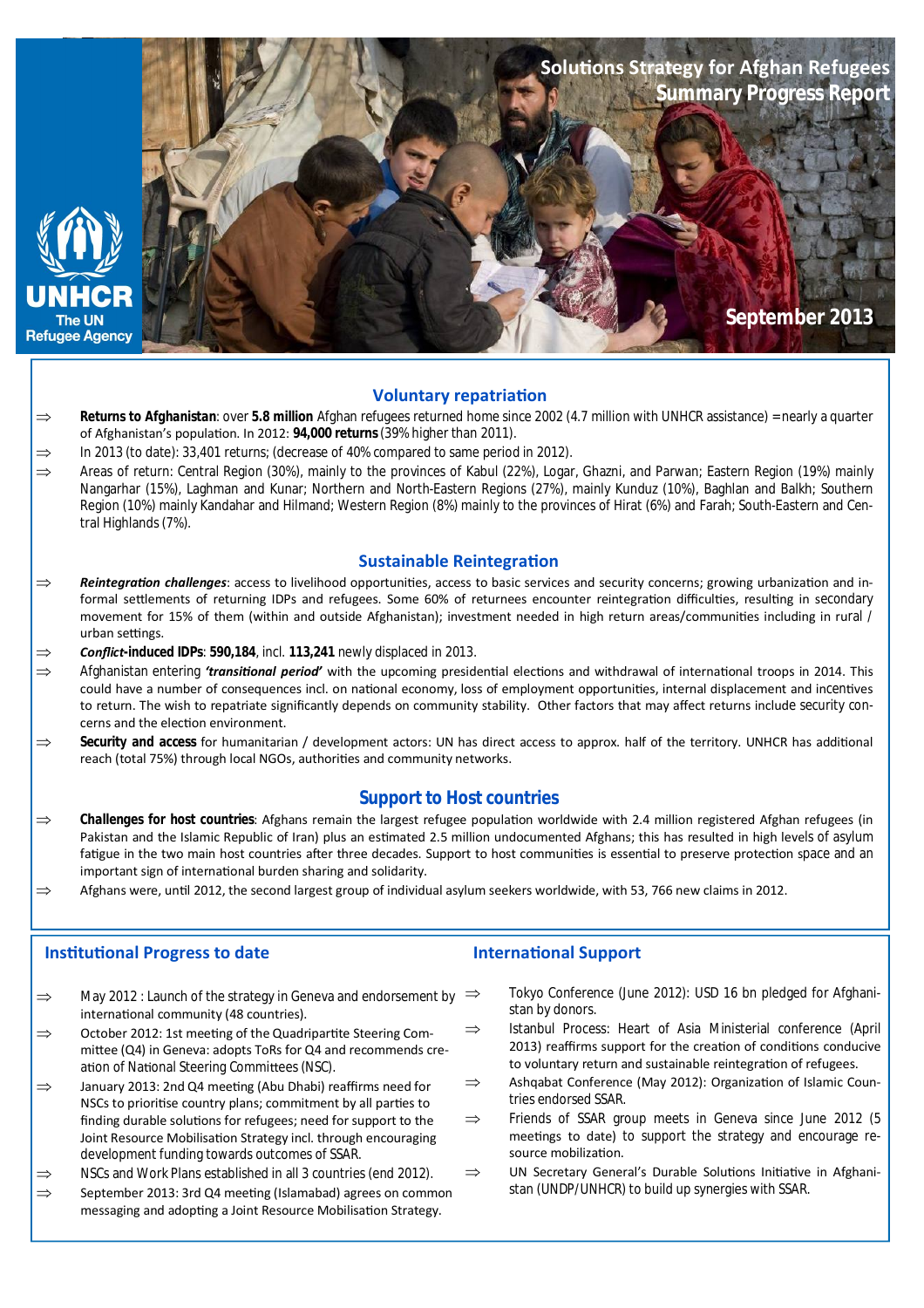# Solutions Strategy for Afghan Refugees
## Summary Progress Report

UNHCR
The UN Refugee Agency

September 2013

## Voluntary repatriation

⇒ **Returns to Afghanistan**: over **5.8 million** Afghan refugees returned home since 2002 (4.7 million with UNHCR assistance) = nearly a quarter of Afghanistan's population. In 2012: **94,000 returns** (39% higher than 2011).

⇒ In 2013 (to date): 33,401 returns; (decrease of 40% compared to same period in 2012).

⇒ Areas of return: Central Region (30%), mainly to the provinces of Kabul (22%), Logar, Ghazni, and Parwan; Eastern Region (19%) mainly Nangarhar (15%), Laghman and Kunar; Northern and North-Eastern Regions (27%), mainly Kunduz (10%), Baghlan and Balkh; Southern Region (10%) mainly Kandahar and Hilmand; Western Region (8%) mainly to the provinces of Hirat (6%) and Farah; South-Eastern and Central Highlands (7%).

## Sustainable Reintegration

⇒ ***Reintegration challenges***: access to livelihood opportunities, access to basic services and security concerns; growing urbanization and informal settlements of returning IDPs and refugees. Some 60% of returnees encounter reintegration difficulties, resulting in secondary movement for 15% of them (within and outside Afghanistan); investment needed in high return areas/communities including in rural / urban settings.

⇒ ***Conflict*-induced IDPs**: **590,184**, incl. **113,241** newly displaced in 2013.

⇒ Afghanistan entering ***'transitional period'*** with the upcoming presidential elections and withdrawal of international troops in 2014. This could have a number of consequences incl. on national economy, loss of employment opportunities, internal displacement and incentives to return. The wish to repatriate significantly depends on community stability. Other factors that may affect returns include security concerns and the election environment.

⇒ **Security and access** for humanitarian / development actors: UN has direct access to approx. half of the territory. UNHCR has additional reach (total 75%) through local NGOs, authorities and community networks.

## Support to Host countries

⇒ **Challenges for host countries**: Afghans remain the largest refugee population worldwide with 2.4 million registered Afghan refugees (in Pakistan and the Islamic Republic of Iran) plus an estimated 2.5 million undocumented Afghans; this has resulted in high levels of asylum fatigue in the two main host countries after three decades. Support to host communities is essential to preserve protection space and an important sign of international burden sharing and solidarity.

⇒ Afghans were, until 2012, the second largest group of individual asylum seekers worldwide, with 53, 766 new claims in 2012.

## Institutional Progress to date

⇒ May 2012 : Launch of the strategy in Geneva and endorsement by international community (48 countries).

⇒ October 2012: 1st meeting of the Quadripartite Steering Committee (Q4) in Geneva: adopts ToRs for Q4 and recommends creation of National Steering Committees (NSC).

⇒ January 2013: 2nd Q4 meeting (Abu Dhabi) reaffirms need for NSCs to prioritise country plans; commitment by all parties to finding durable solutions for refugees; need for support to the Joint Resource Mobilisation Strategy incl. through encouraging development funding towards outcomes of SSAR.

⇒ NSCs and Work Plans established in all 3 countries (end 2012).

⇒ September 2013: 3rd Q4 meeting (Islamabad) agrees on common messaging and adopting a Joint Resource Mobilisation Strategy.

## International Support

⇒ Tokyo Conference (June 2012): USD 16 bn pledged for Afghanistan by donors.

⇒ Istanbul Process: Heart of Asia Ministerial conference (April 2013) reaffirms support for the creation of conditions conducive to voluntary return and sustainable reintegration of refugees.

⇒ Ashqabat Conference (May 2012): Organization of Islamic Countries endorsed SSAR.

⇒ Friends of SSAR group meets in Geneva since June 2012 (5 meetings to date) to support the strategy and encourage resource mobilization.

⇒ UN Secretary General's Durable Solutions Initiative in Afghanistan (UNDP/UNHCR) to build up synergies with SSAR.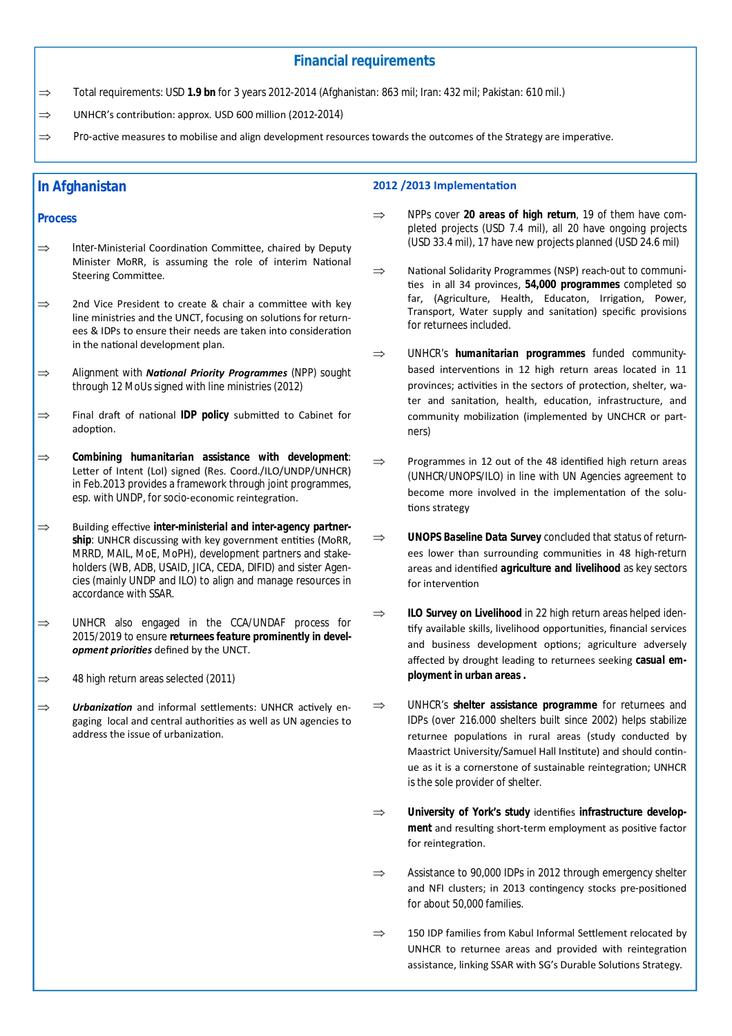## Financial requirements

- ⇒ Total requirements: USD **1.9 bn** for 3 years 2012-2014 (Afghanistan: 863 mil; Iran: 432 mil; Pakistan: 610 mil.)
- ⇒ UNHCR's contribution: approx. USD 600 million (2012-2014)
- ⇒ Pro-active measures to mobilise and align development resources towards the outcomes of the Strategy are imperative.

## In Afghanistan

### Process

- ⇒ Inter-Ministerial Coordination Committee, chaired by Deputy Minister MoRR, is assuming the role of interim National Steering Committee.
- ⇒ 2nd Vice President to create & chair a committee with key line ministries and the UNCT, focusing on solutions for returnees & IDPs to ensure their needs are taken into consideration in the national development plan.
- ⇒ Alignment with ***National Priority Programmes*** (NPP) sought through 12 MoUs signed with line ministries (2012)
- ⇒ Final draft of national **IDP policy** submitted to Cabinet for adoption.
- ⇒ **Combining humanitarian assistance with development**: Letter of Intent (LoI) signed (Res. Coord./ILO/UNDP/UNHCR) in Feb.2013 provides a framework through joint programmes, esp. with UNDP, for socio-economic reintegration.
- ⇒ Building effective **inter-ministerial and inter-agency partnership**: UNHCR discussing with key government entities (MoRR, MRRD, MAIL, MoE, MoPH), development partners and stakeholders (WB, ADB, USAID, JICA, CEDA, DIFID) and sister Agencies (mainly UNDP and ILO) to align and manage resources in accordance with SSAR.
- ⇒ UNHCR also engaged in the CCA/UNDAF process for 2015/2019 to ensure **returnees feature prominently in *development priorities*** defined by the UNCT.
- ⇒ 48 high return areas selected (2011)
- ⇒ ***Urbanization*** and informal settlements: UNHCR actively engaging local and central authorities as well as UN agencies to address the issue of urbanization.

### 2012 /2013 Implementation

- ⇒ NPPs cover **20 areas of high return**, 19 of them have completed projects (USD 7.4 mil), all 20 have ongoing projects (USD 33.4 mil), 17 have new projects planned (USD 24.6 mil)
- ⇒ National Solidarity Programmes (NSP) reach-out to communities in all 34 provinces, **54,000 programmes** completed so far, (Agriculture, Health, Educaton, Irrigation, Power, Transport, Water supply and sanitation) specific provisions for returnees included.
- ⇒ UNHCR's **humanitarian programmes** funded community-based interventions in 12 high return areas located in 11 provinces; activities in the sectors of protection, shelter, water and sanitation, health, education, infrastructure, and community mobilization (implemented by UNCHCR or partners)
- ⇒ Programmes in 12 out of the 48 identified high return areas (UNHCR/UNOPS/ILO) in line with UN Agencies agreement to become more involved in the implementation of the solutions strategy
- ⇒ **UNOPS Baseline Data Survey** concluded that status of returnees lower than surrounding communities in 48 high-return areas and identified **agriculture and livelihood** as key sectors for intervention
- ⇒ **ILO Survey on Livelihood** in 22 high return areas helped identify available skills, livelihood opportunities, financial services and business development options; agriculture adversely affected by drought leading to returnees seeking **casual employment in urban areas .**
- ⇒ UNHCR's **shelter assistance programme** for returnees and IDPs (over 216.000 shelters built since 2002) helps stabilize returnee populations in rural areas (study conducted by Maastrict University/Samuel Hall Institute) and should continue as it is a cornerstone of sustainable reintegration; UNHCR is the sole provider of shelter.
- ⇒ **University of York's study** identifies **infrastructure development** and resulting short-term employment as positive factor for reintegration.
- ⇒ Assistance to 90,000 IDPs in 2012 through emergency shelter and NFI clusters; in 2013 contingency stocks pre-positioned for about 50,000 families.
- ⇒ 150 IDP families from Kabul Informal Settlement relocated by UNHCR to returnee areas and provided with reintegration assistance, linking SSAR with SG's Durable Solutions Strategy.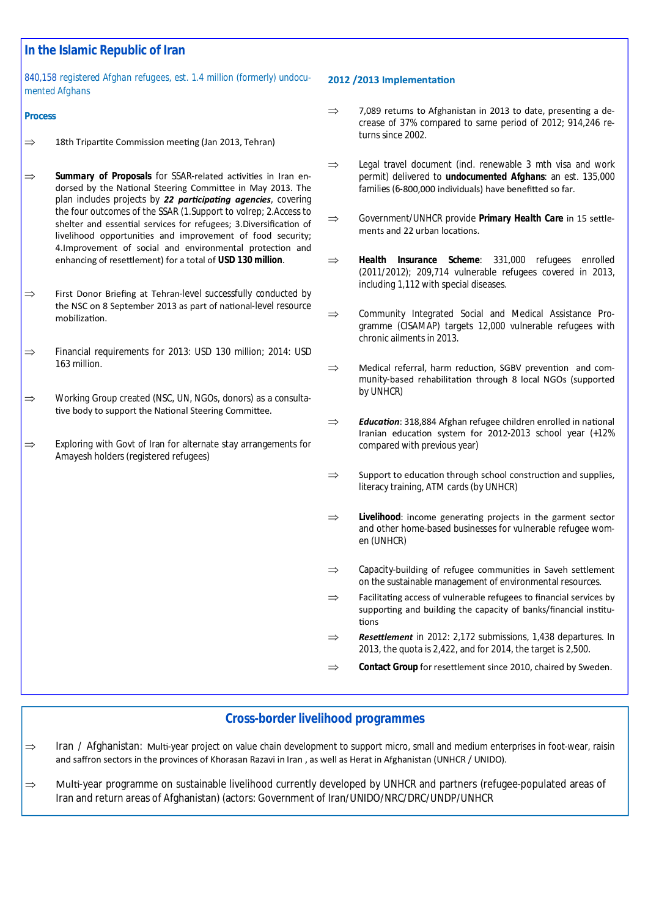## In the Islamic Republic of Iran

840,158 registered Afghan refugees, est. 1.4 million (formerly) undocumented Afghans

### Process

- ⇒ 18th Tripartite Commission meeting (Jan 2013, Tehran)
- ⇒ **Summary of Proposals** for SSAR-related activities in Iran endorsed by the National Steering Committee in May 2013. The plan includes projects by ***22 participating agencies***, covering the four outcomes of the SSAR (1.Support to volrep; 2.Access to shelter and essential services for refugees; 3.Diversification of livelihood opportunities and improvement of food security; 4.Improvement of social and environmental protection and enhancing of resettlement) for a total of **USD 130 million**.
- ⇒ First Donor Briefing at Tehran-level successfully conducted by the NSC on 8 September 2013 as part of national-level resource mobilization.
- ⇒ Financial requirements for 2013: USD 130 million; 2014: USD 163 million.
- ⇒ Working Group created (NSC, UN, NGOs, donors) as a consultative body to support the National Steering Committee.
- ⇒ Exploring with Govt of Iran for alternate stay arrangements for Amayesh holders (registered refugees)

### 2012 /2013 Implementation

- ⇒ 7,089 returns to Afghanistan in 2013 to date, presenting a decrease of 37% compared to same period of 2012; 914,246 returns since 2002.
- ⇒ Legal travel document (incl. renewable 3 mth visa and work permit) delivered to **undocumented Afghans**: an est. 135,000 families (6-800,000 individuals) have benefitted so far.
- ⇒ Government/UNHCR provide **Primary Health Care** in 15 settlements and 22 urban locations.
- ⇒ **Health Insurance Scheme**: 331,000 refugees enrolled (2011/2012); 209,714 vulnerable refugees covered in 2013, including 1,112 with special diseases.
- ⇒ Community Integrated Social and Medical Assistance Programme (CISAMAP) targets 12,000 vulnerable refugees with chronic ailments in 2013.
- ⇒ Medical referral, harm reduction, SGBV prevention and community-based rehabilitation through 8 local NGOs (supported by UNHCR)
- ⇒ ***Education***: 318,884 Afghan refugee children enrolled in national Iranian education system for 2012-2013 school year (+12% compared with previous year)
- ⇒ Support to education through school construction and supplies, literacy training, ATM cards (by UNHCR)
- ⇒ **Livelihood**: income generating projects in the garment sector and other home-based businesses for vulnerable refugee women (UNHCR)
- ⇒ Capacity-building of refugee communities in Saveh settlement on the sustainable management of environmental resources.
- ⇒ Facilitating access of vulnerable refugees to financial services by supporting and building the capacity of banks/financial institutions
- ⇒ ***Resettlement*** in 2012: 2,172 submissions, 1,438 departures. In 2013, the quota is 2,422, and for 2014, the target is 2,500.
- ⇒ **Contact Group** for resettlement since 2010, chaired by Sweden.

## Cross-border livelihood programmes

- ⇒ Iran / Afghanistan: Multi-year project on value chain development to support micro, small and medium enterprises in foot-wear, raisin and saffron sectors in the provinces of Khorasan Razavi in Iran , as well as Herat in Afghanistan (UNHCR / UNIDO).
- ⇒ Multi-year programme on sustainable livelihood currently developed by UNHCR and partners (refugee-populated areas of Iran and return areas of Afghanistan) (actors: Government of Iran/UNIDO/NRC/DRC/UNDP/UNHCR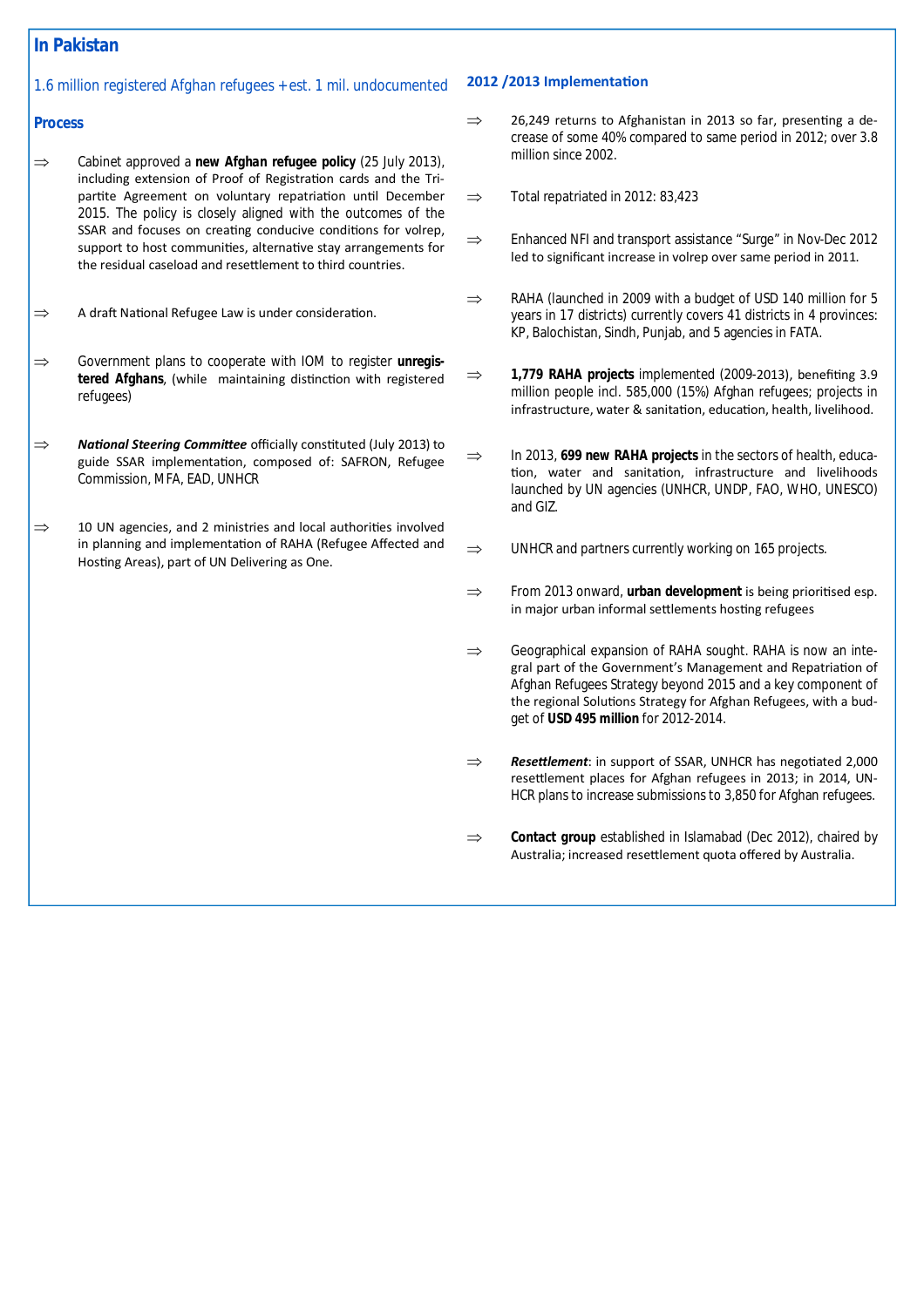## In Pakistan

1.6 million registered Afghan refugees + est. 1 mil. undocumented

### Process

- ⇒ Cabinet approved a **new Afghan refugee policy** (25 July 2013), including extension of Proof of Registration cards and the Tripartite Agreement on voluntary repatriation until December 2015. The policy is closely aligned with the outcomes of the SSAR and focuses on creating conducive conditions for volrep, support to host communities, alternative stay arrangements for the residual caseload and resettlement to third countries.
- ⇒ A draft National Refugee Law is under consideration.
- ⇒ Government plans to cooperate with IOM to register **unregistered Afghans**, (while maintaining distinction with registered refugees)
- ⇒ ***National Steering Committee*** officially constituted (July 2013) to guide SSAR implementation, composed of: SAFRON, Refugee Commission, MFA, EAD, UNHCR
- ⇒ 10 UN agencies, and 2 ministries and local authorities involved in planning and implementation of RAHA (Refugee Affected and Hosting Areas), part of UN Delivering as One.

### 2012 /2013 Implementation

- ⇒ 26,249 returns to Afghanistan in 2013 so far, presenting a decrease of some 40% compared to same period in 2012; over 3.8 million since 2002.
- ⇒ Total repatriated in 2012: 83,423
- ⇒ Enhanced NFI and transport assistance "Surge" in Nov-Dec 2012 led to significant increase in volrep over same period in 2011.
- ⇒ RAHA (launched in 2009 with a budget of USD 140 million for 5 years in 17 districts) currently covers 41 districts in 4 provinces: KP, Balochistan, Sindh, Punjab, and 5 agencies in FATA.
- ⇒ **1,779 RAHA projects** implemented (2009-2013), benefiting 3.9 million people incl. 585,000 (15%) Afghan refugees; projects in infrastructure, water & sanitation, education, health, livelihood.
- ⇒ In 2013, **699 new RAHA projects** in the sectors of health, education, water and sanitation, infrastructure and livelihoods launched by UN agencies (UNHCR, UNDP, FAO, WHO, UNESCO) and GIZ.
- ⇒ UNHCR and partners currently working on 165 projects.
- ⇒ From 2013 onward, **urban development** is being prioritised esp. in major urban informal settlements hosting refugees
- ⇒ Geographical expansion of RAHA sought. RAHA is now an integral part of the Government's Management and Repatriation of Afghan Refugees Strategy beyond 2015 and a key component of the regional Solutions Strategy for Afghan Refugees, with a budget of **USD 495 million** for 2012-2014.
- ⇒ ***Resettlement***: in support of SSAR, UNHCR has negotiated 2,000 resettlement places for Afghan refugees in 2013; in 2014, UNHCR plans to increase submissions to 3,850 for Afghan refugees.
- ⇒ **Contact group** established in Islamabad (Dec 2012), chaired by Australia; increased resettlement quota offered by Australia.